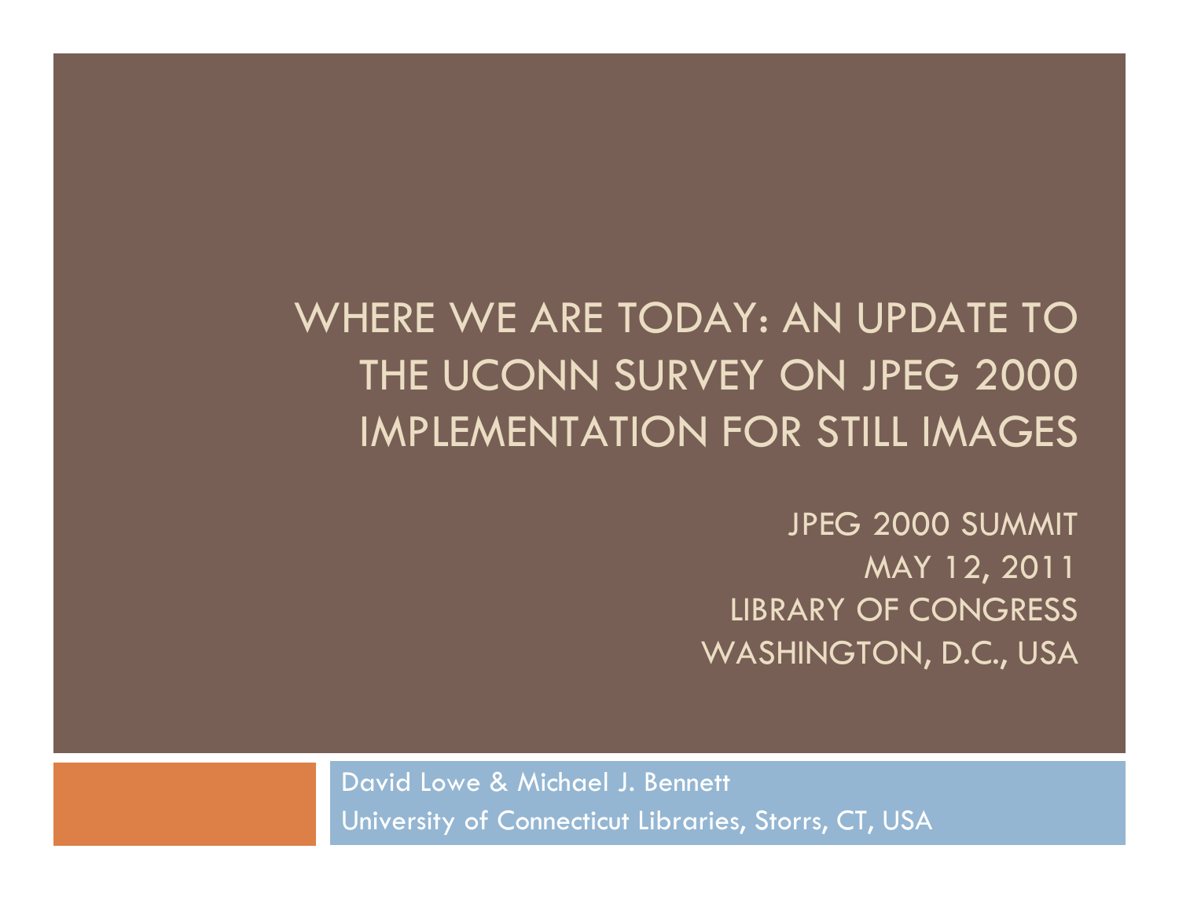# WHERE WE ARE TODAY: AN UPDATE TO THE UCONN SURVEY ON JPEG 2000 IMPLEMENTATION FOR STILL IMAGES

JPEG 2000 SUMMIT
MAY 12, 2011
LIBRARY OF CONGRESS
WASHINGTON, D.C., USA

David Lowe & Michael J. Bennett
University of Connecticut Libraries, Storrs, CT, USA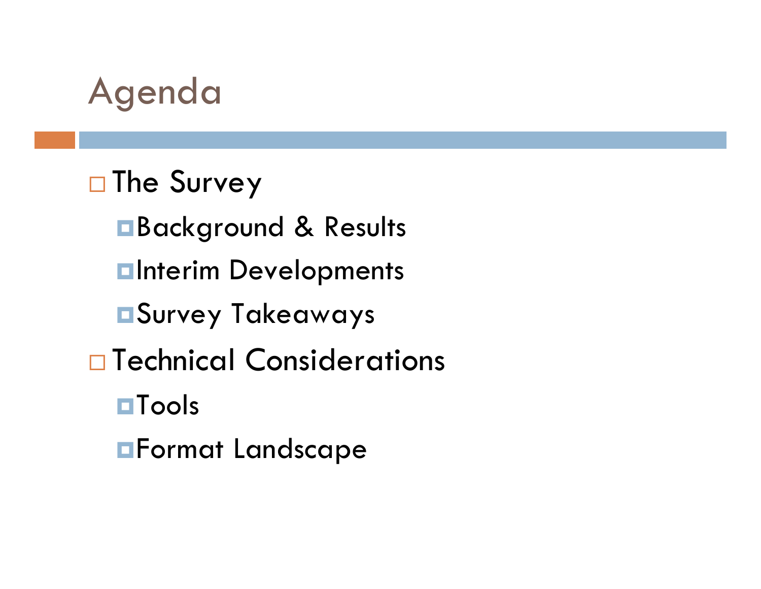# Agenda

- The Survey
  - Background & Results
  - Interim Developments
  - Survey Takeaways
- Technical Considerations
  - Tools
  - Format Landscape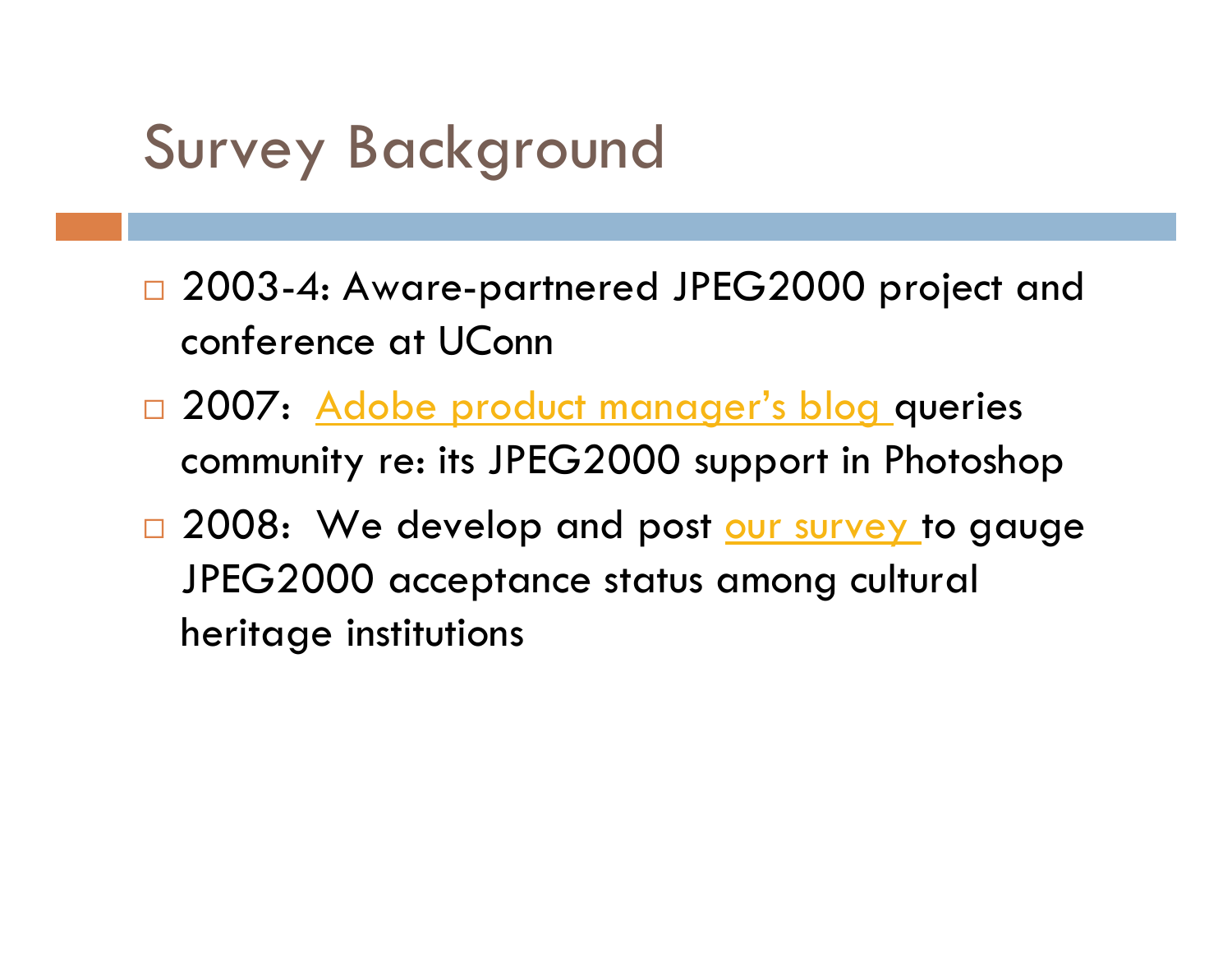# Survey Background

- 2003-4: Aware-partnered JPEG2000 project and conference at UConn
- 2007: Adobe product manager's blog queries community re: its JPEG2000 support in Photoshop
- 2008: We develop and post our survey to gauge JPEG2000 acceptance status among cultural heritage institutions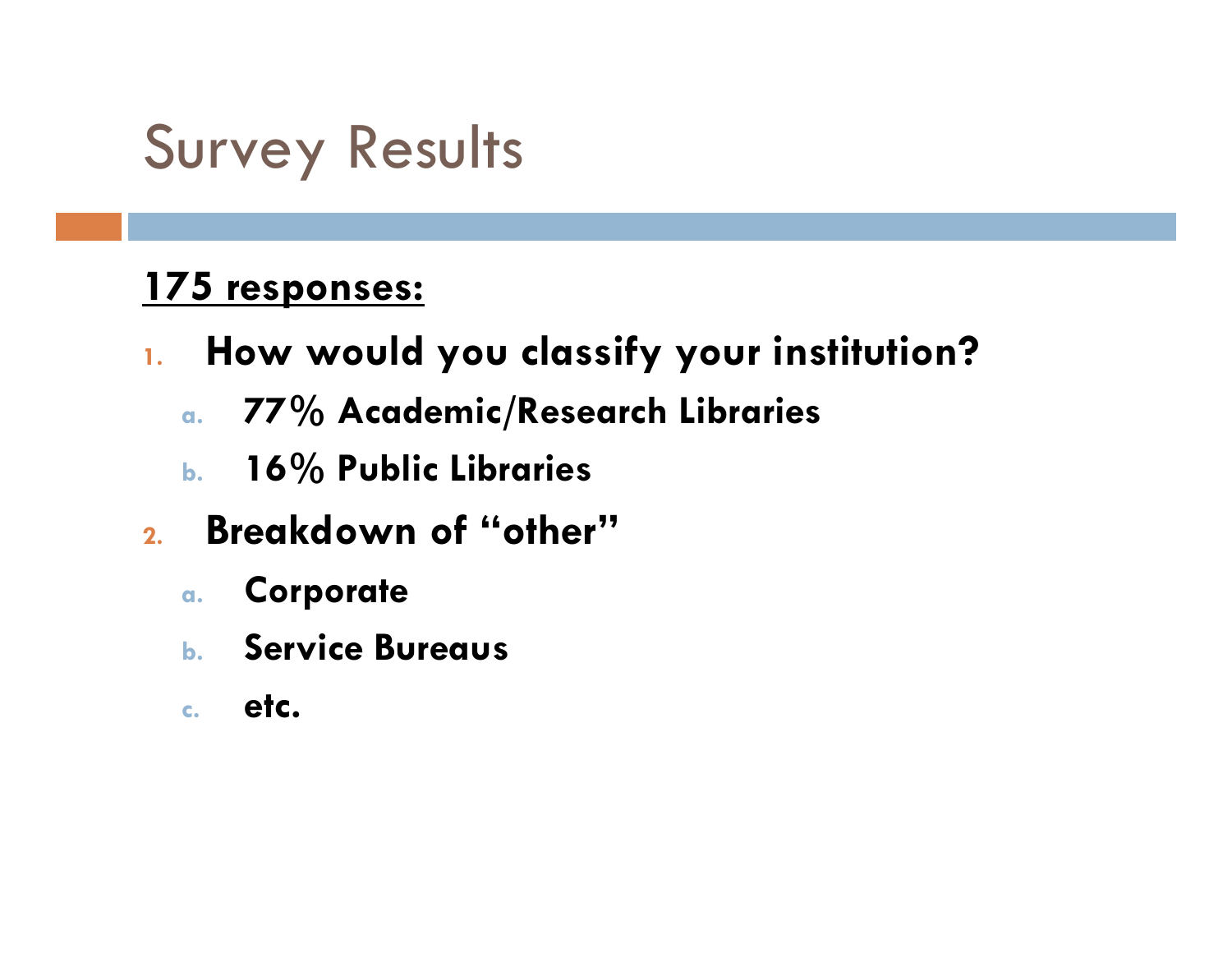# Survey Results

**175 responses:**

1. **How would you classify your institution?**
   a. **77% Academic/Research Libraries**
   b. **16% Public Libraries**
2. **Breakdown of "other"**
   a. **Corporate**
   b. **Service Bureaus**
   c. **etc.**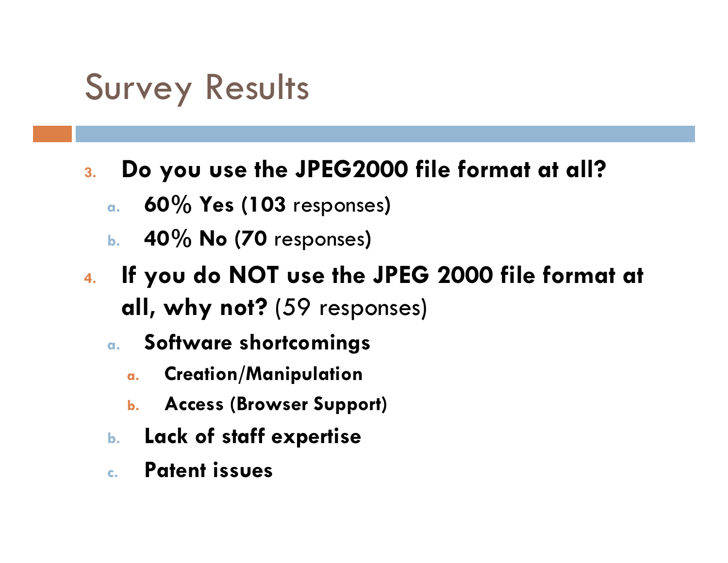# Survey Results

3. **Do you use the JPEG2000 file format at all?**
   a. **60% Yes (103** responses)
   b. **40% No (70** responses)
4. **If you do NOT use the JPEG 2000 file format at all, why not?** (59 responses)
   a. **Software shortcomings**
      a. **Creation/Manipulation**
      b. **Access (Browser Support)**
   b. **Lack of staff expertise**
   c. **Patent issues**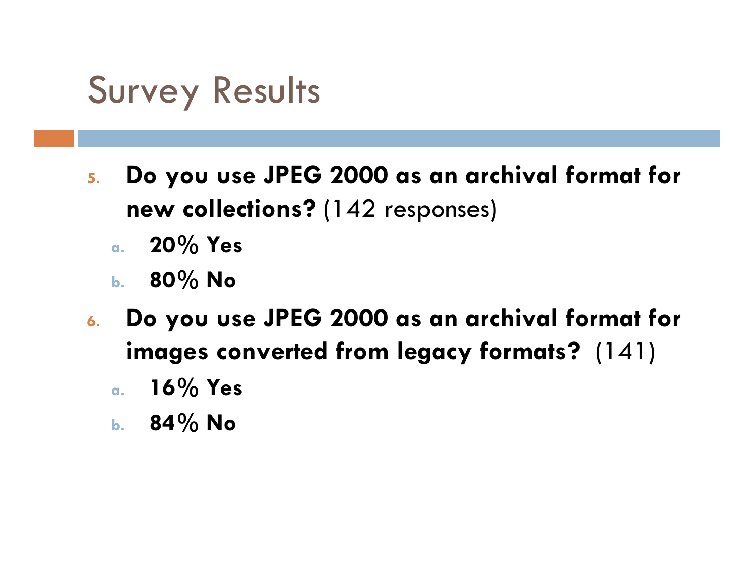# Survey Results

5. **Do you use JPEG 2000 as an archival format for new collections?** (142 responses)
   a. **20% Yes**
   b. **80% No**
6. **Do you use JPEG 2000 as an archival format for images converted from legacy formats?** (141)
   a. **16% Yes**
   b. **84% No**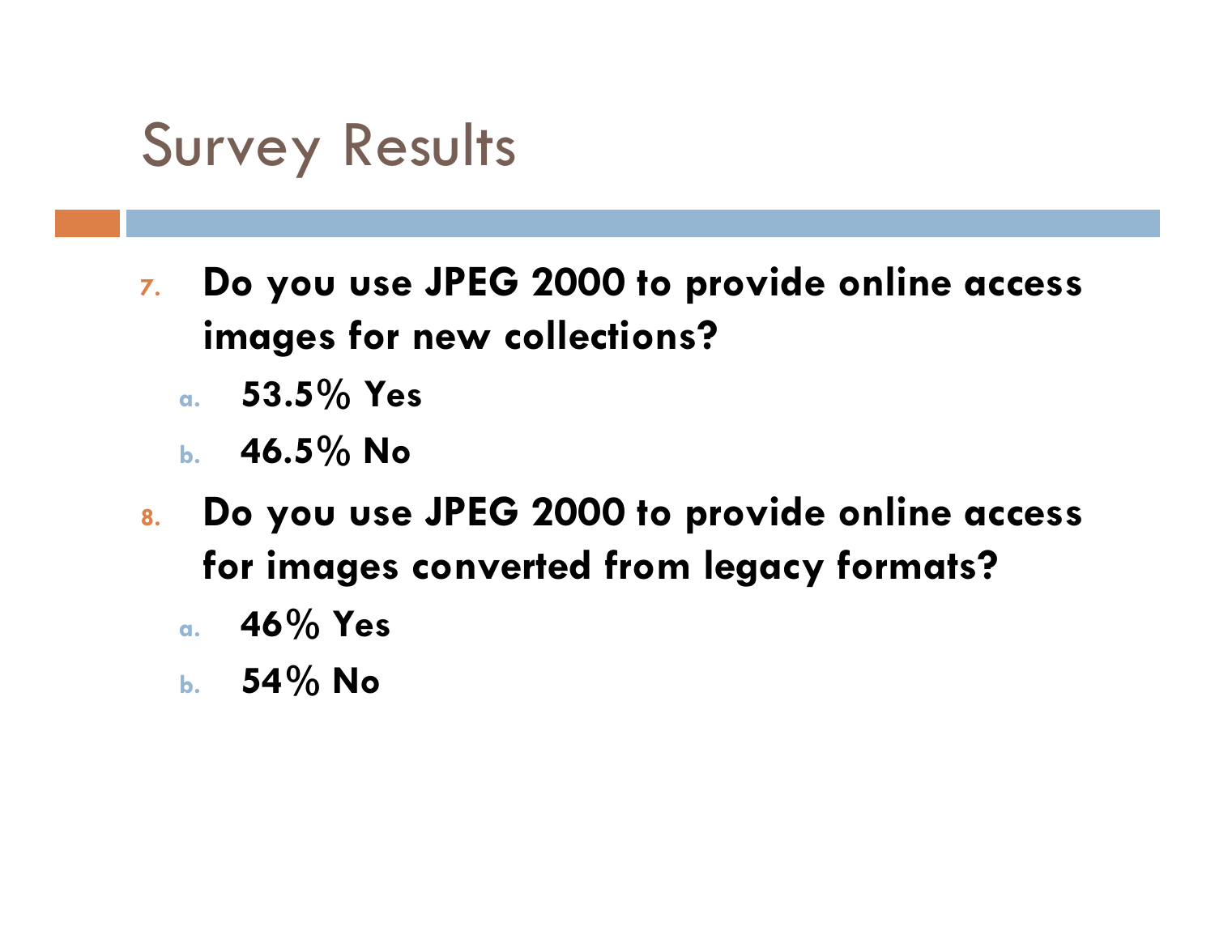# Survey Results

7. **Do you use JPEG 2000 to provide online access images for new collections?**
   a. **53.5% Yes**
   b. **46.5% No**
8. **Do you use JPEG 2000 to provide online access for images converted from legacy formats?**
   a. **46% Yes**
   b. **54% No**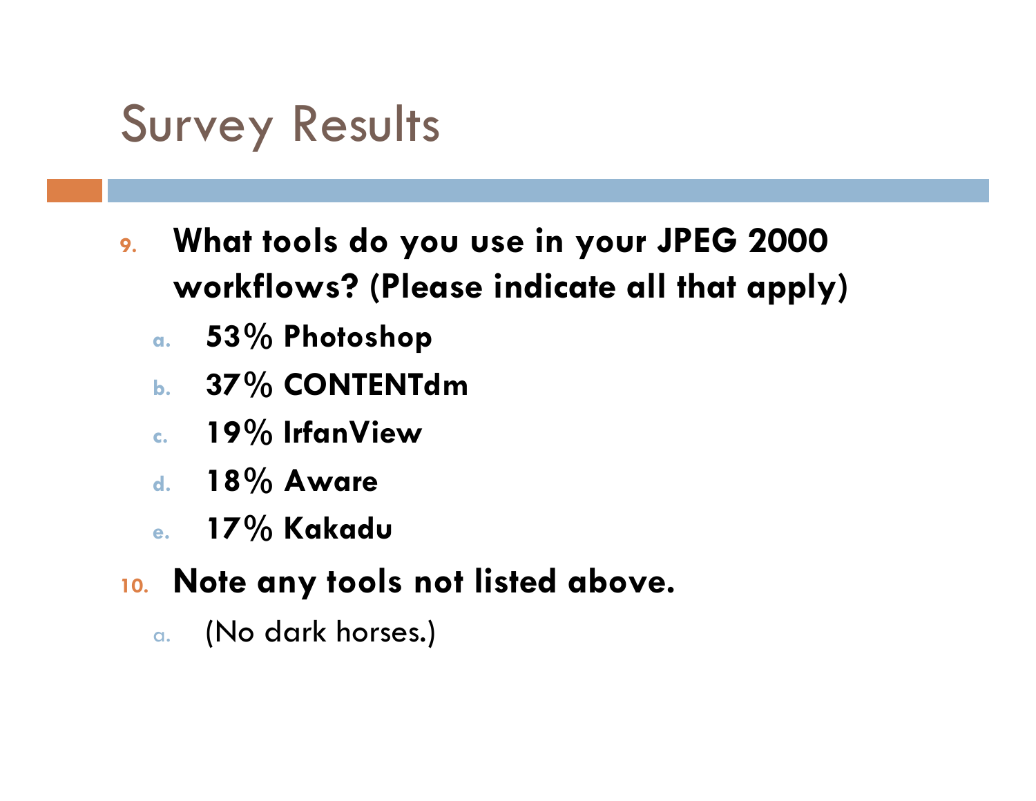# Survey Results

9. **What tools do you use in your JPEG 2000 workflows? (Please indicate all that apply)**
   a. **53% Photoshop**
   b. **37% CONTENTdm**
   c. **19% IrfanView**
   d. **18% Aware**
   e. **17% Kakadu**
10. **Note any tools not listed above.**
    a. (No dark horses.)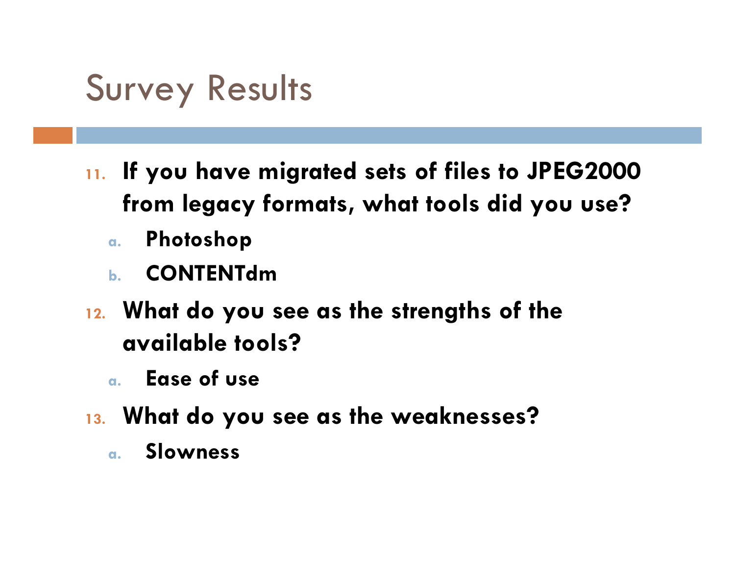# Survey Results

11. **If you have migrated sets of files to JPEG2000 from legacy formats, what tools did you use?**
    a. **Photoshop**
    b. **CONTENTdm**
12. **What do you see as the strengths of the available tools?**
    a. **Ease of use**
13. **What do you see as the weaknesses?**
    a. **Slowness**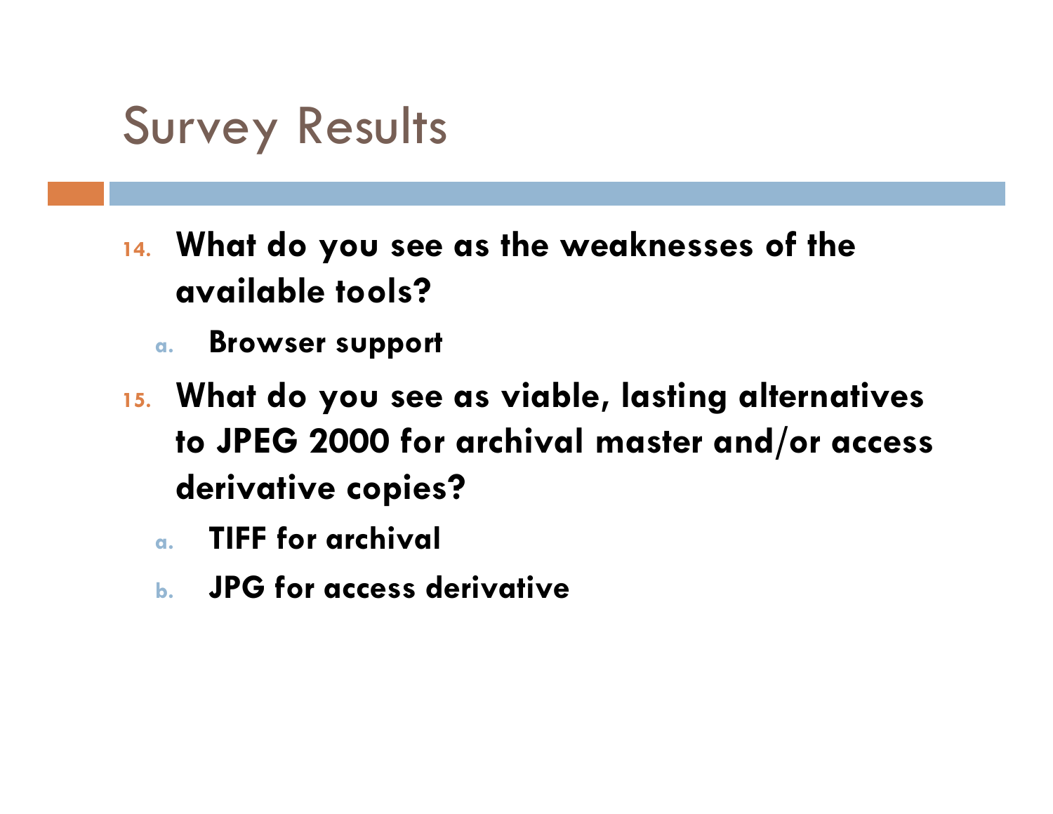# Survey Results

14. **What do you see as the weaknesses of the available tools?**
    a. **Browser support**
15. **What do you see as viable, lasting alternatives to JPEG 2000 for archival master and/or access derivative copies?**
    a. **TIFF for archival**
    b. **JPG for access derivative**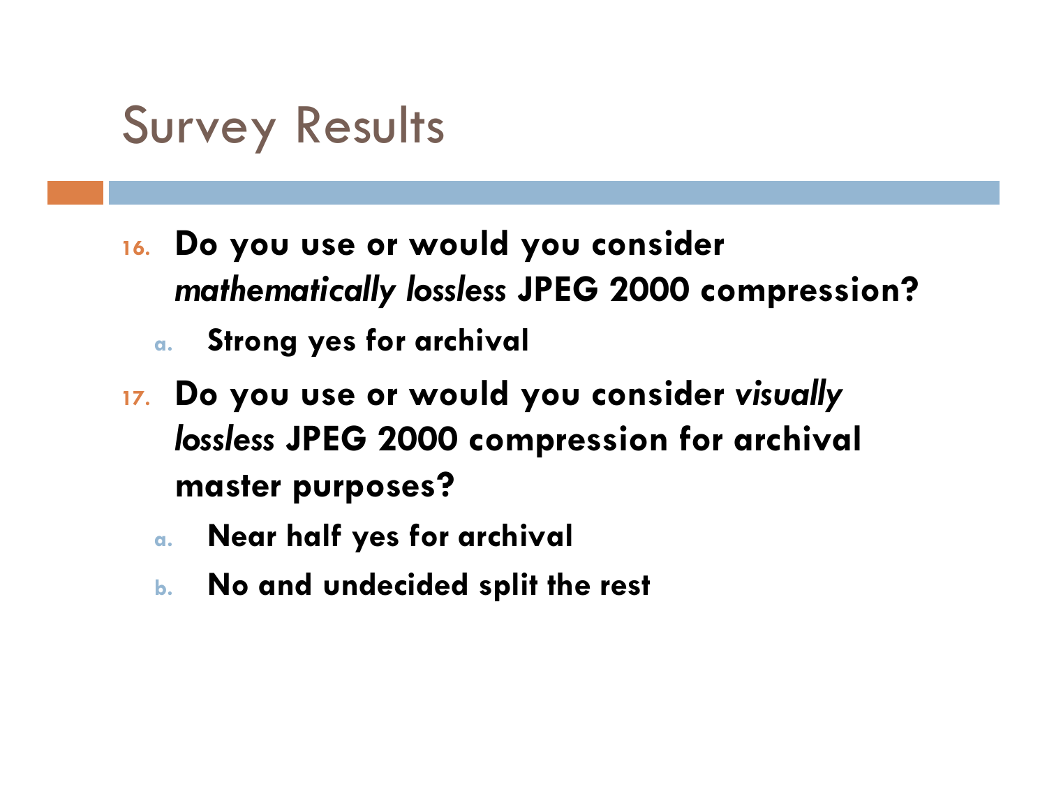# Survey Results

16. **Do you use or would you consider *mathematically lossless* JPEG 2000 compression?**
    a. **Strong yes for archival**
17. **Do you use or would you consider *visually lossless* JPEG 2000 compression for archival master purposes?**
    a. **Near half yes for archival**
    b. **No and undecided split the rest**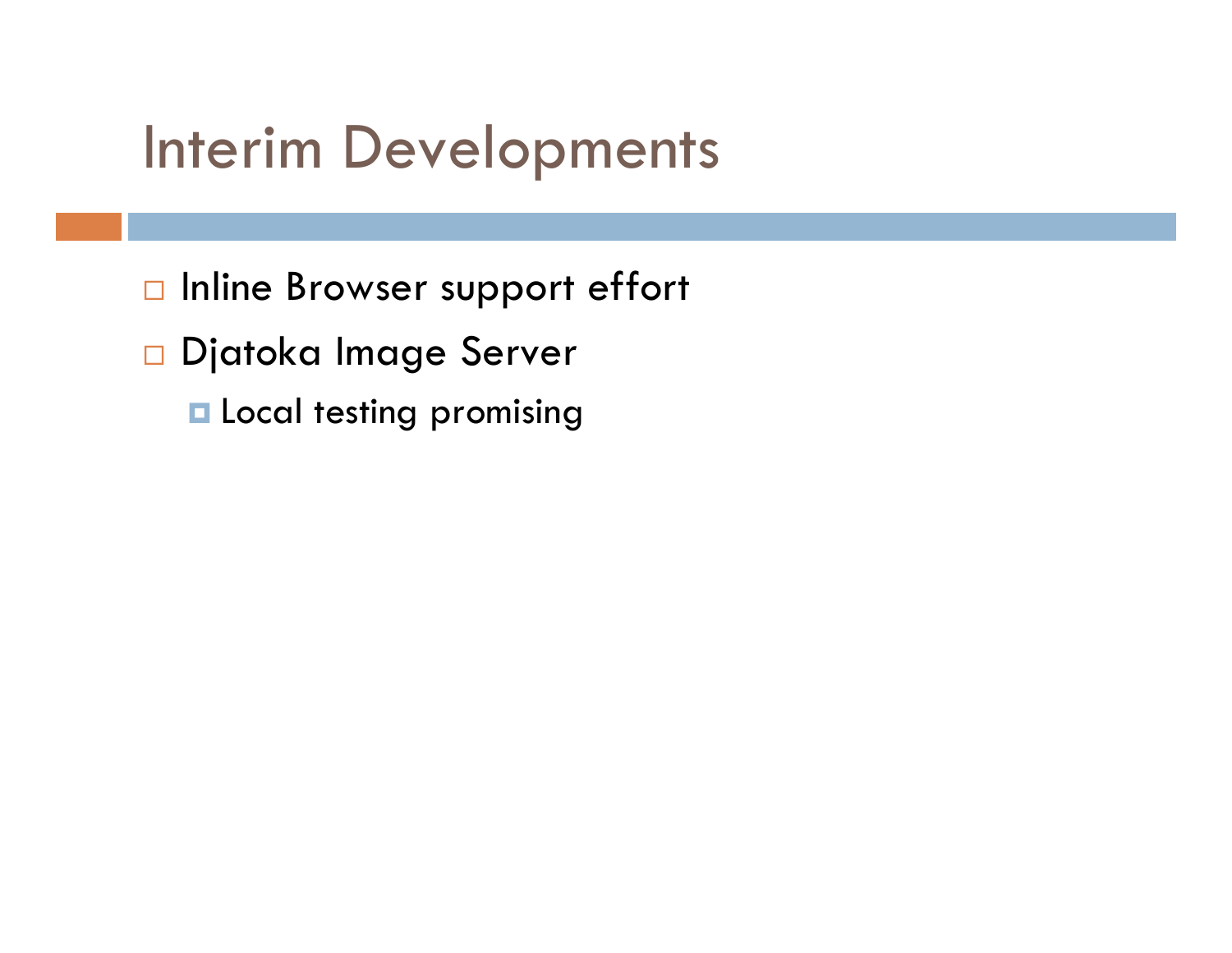# Interim Developments

- Inline Browser support effort
- Djatoka Image Server
  - Local testing promising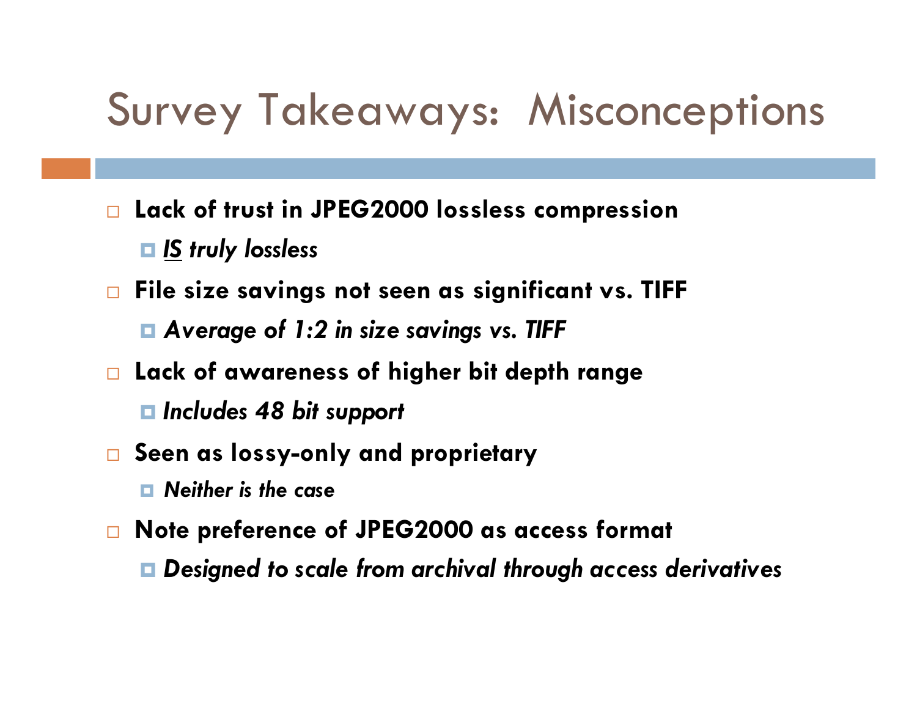# Survey Takeaways: Misconceptions

- **Lack of trust in JPEG2000 lossless compression**
  - ***<u>IS</u> truly lossless***
- **File size savings not seen as significant vs. TIFF**
  - ***Average of 1:2 in size savings vs. TIFF***
- **Lack of awareness of higher bit depth range**
  - ***Includes 48 bit support***
- **Seen as lossy-only and proprietary**
  - ***Neither is the case***
- **Note preference of JPEG2000 as access format**
  - ***Designed to scale from archival through access derivatives***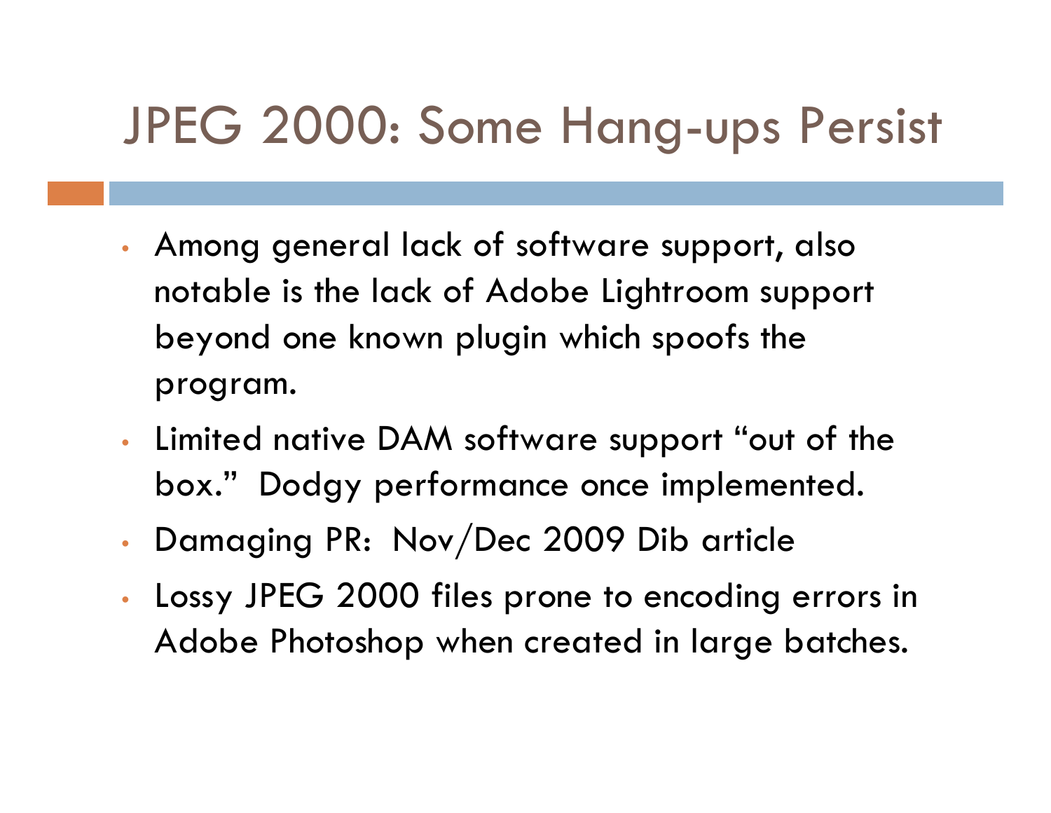# JPEG 2000: Some Hang-ups Persist

- Among general lack of software support, also notable is the lack of Adobe Lightroom support beyond one known plugin which spoofs the program.
- Limited native DAM software support "out of the box." Dodgy performance once implemented.
- Damaging PR: Nov/Dec 2009 Dib article
- Lossy JPEG 2000 files prone to encoding errors in Adobe Photoshop when created in large batches.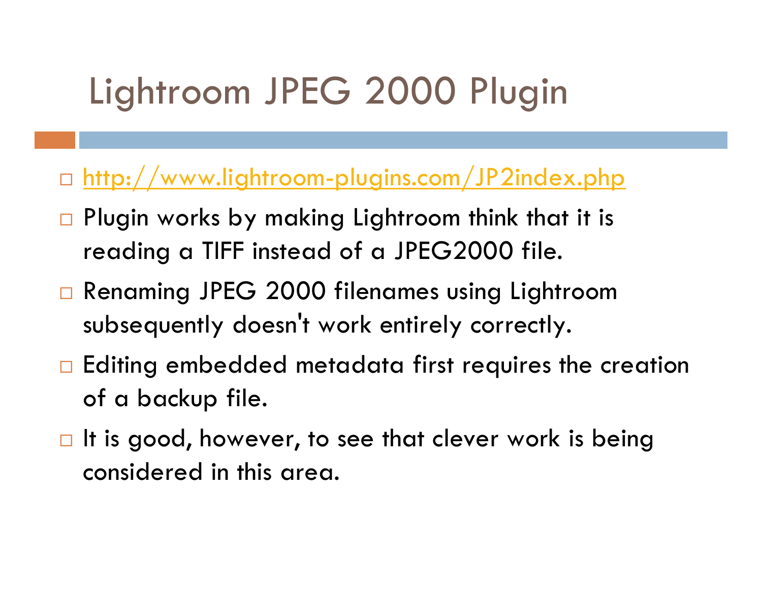# Lightroom JPEG 2000 Plugin

- http://www.lightroom-plugins.com/JP2index.php
- Plugin works by making Lightroom think that it is reading a TIFF instead of a JPEG2000 file.
- Renaming JPEG 2000 filenames using Lightroom subsequently doesn't work entirely correctly.
- Editing embedded metadata first requires the creation of a backup file.
- It is good, however, to see that clever work is being considered in this area.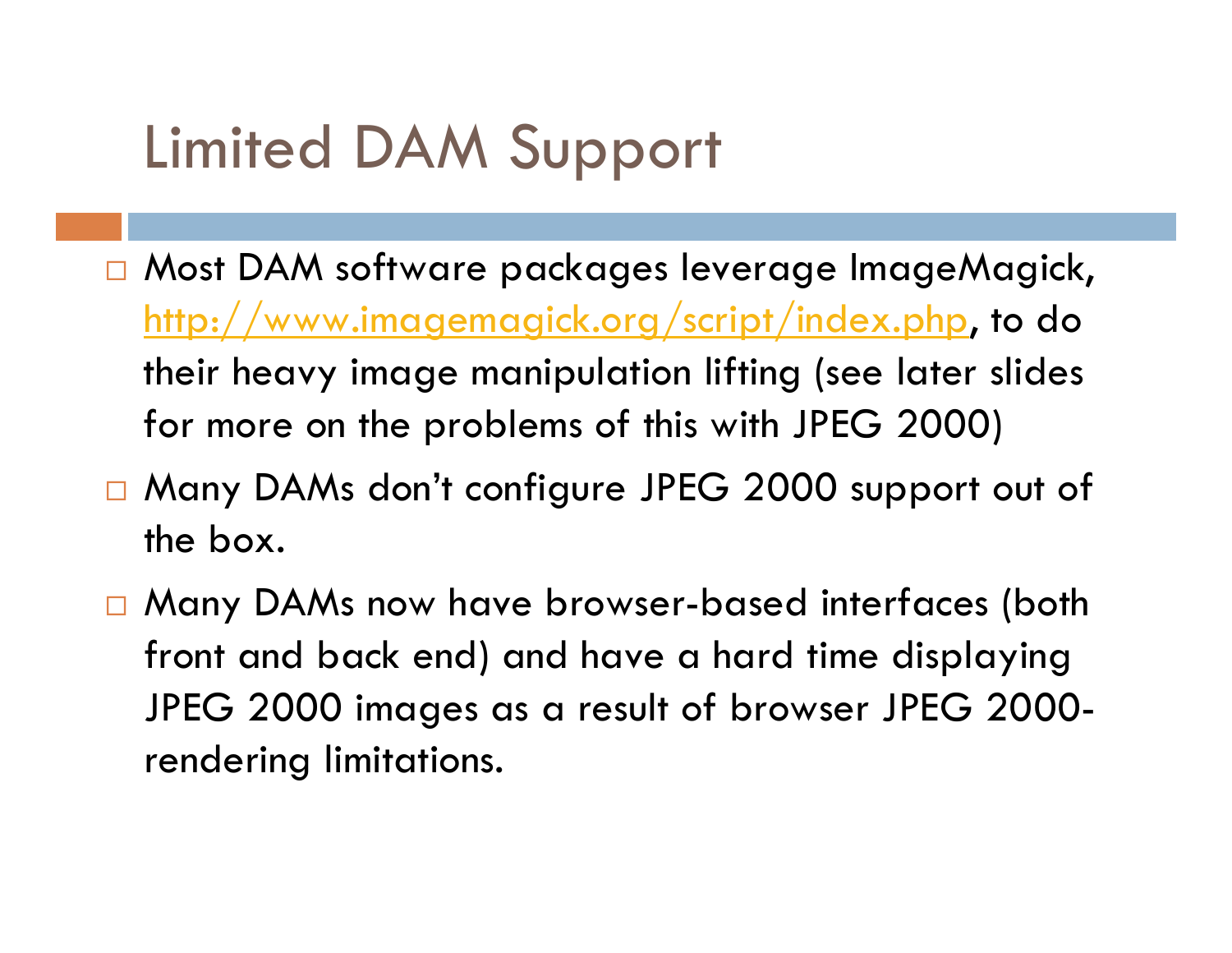# Limited DAM Support

- Most DAM software packages leverage ImageMagick, [http://www.imagemagick.org/script/index.php](http://www.imagemagick.org/script/index.php), to do their heavy image manipulation lifting (see later slides for more on the problems of this with JPEG 2000)
- Many DAMs don't configure JPEG 2000 support out of the box.
- Many DAMs now have browser-based interfaces (both front and back end) and have a hard time displaying JPEG 2000 images as a result of browser JPEG 2000-rendering limitations.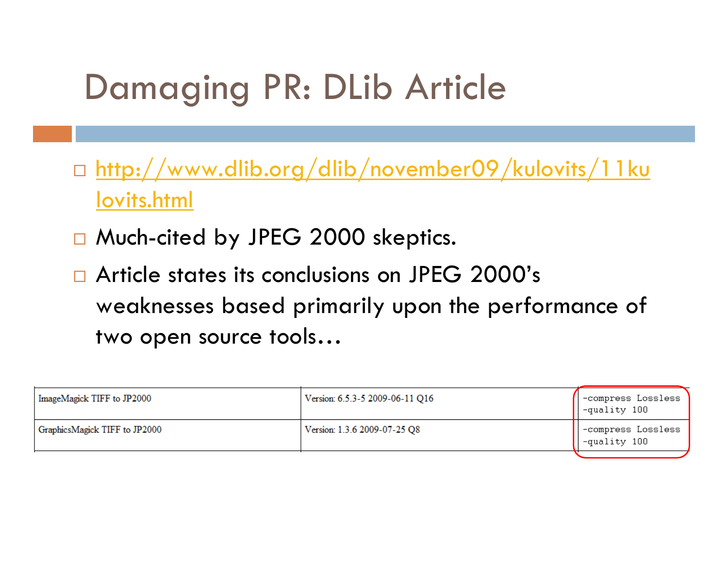# Damaging PR: DLib Article

- http://www.dlib.org/dlib/november09/kulovits/11kulovits.html
- Much-cited by JPEG 2000 skeptics.
- Article states its conclusions on JPEG 2000's weaknesses based primarily upon the performance of two open source tools…

| | | |
|---|---|---|
| ImageMagick TIFF to JP2000 | Version: 6.5.3-5 2009-06-11 Q16 | -compress Lossless -quality 100 |
| GraphicsMagick TIFF to JP2000 | Version: 1.3.6 2009-07-25 Q8 | -compress Lossless -quality 100 |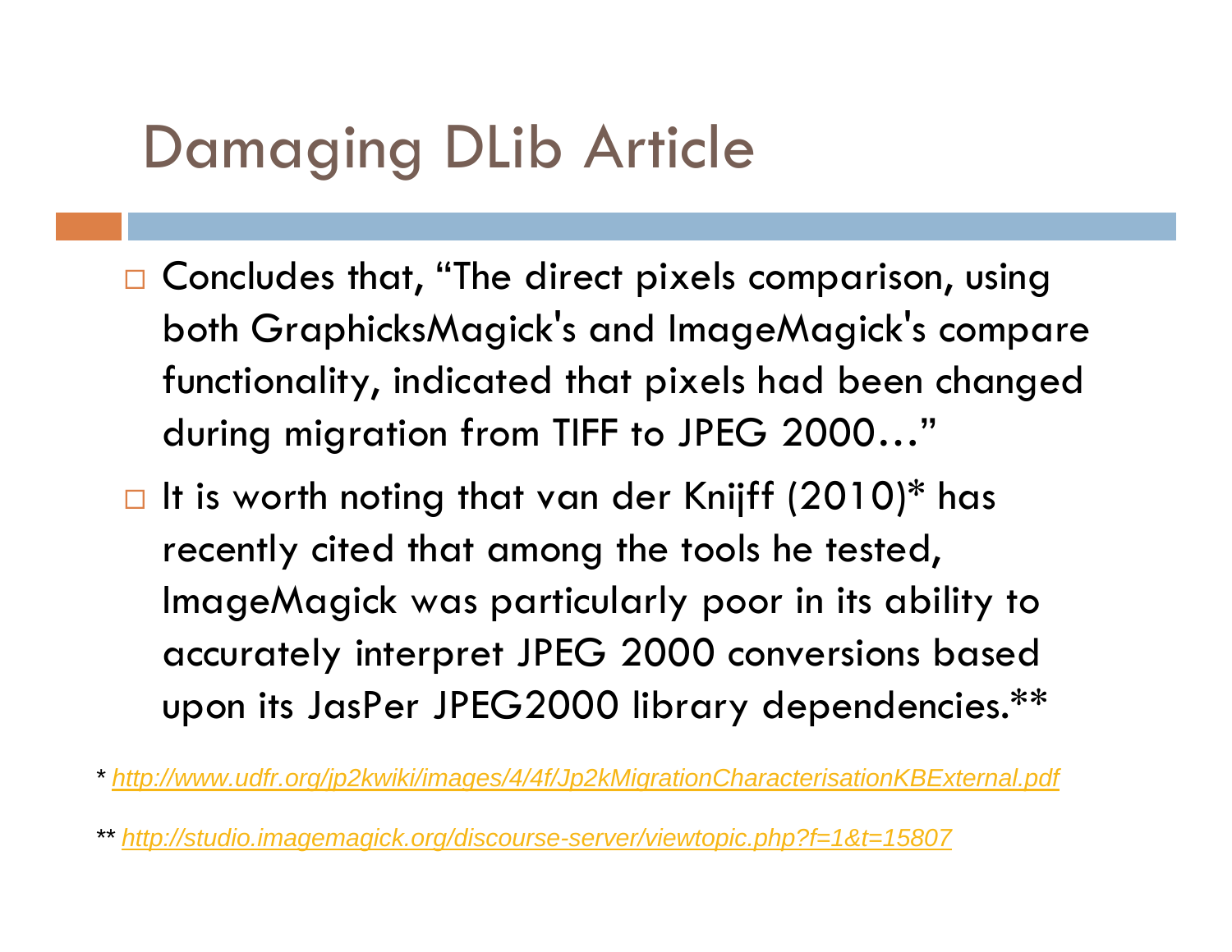# Damaging DLib Article

- Concludes that, "The direct pixels comparison, using both GraphicksMagick's and ImageMagick's compare functionality, indicated that pixels had been changed during migration from TIFF to JPEG 2000…"
- It is worth noting that van der Knijff (2010)* has recently cited that among the tools he tested, ImageMagick was particularly poor in its ability to accurately interpret JPEG 2000 conversions based upon its JasPer JPEG2000 library dependencies.**

*\* http://www.udfr.org/jp2kwiki/images/4/4f/Jp2kMigrationCharacterisationKBExternal.pdf*

*\*\* http://studio.imagemagick.org/discourse-server/viewtopic.php?f=1&t=15807*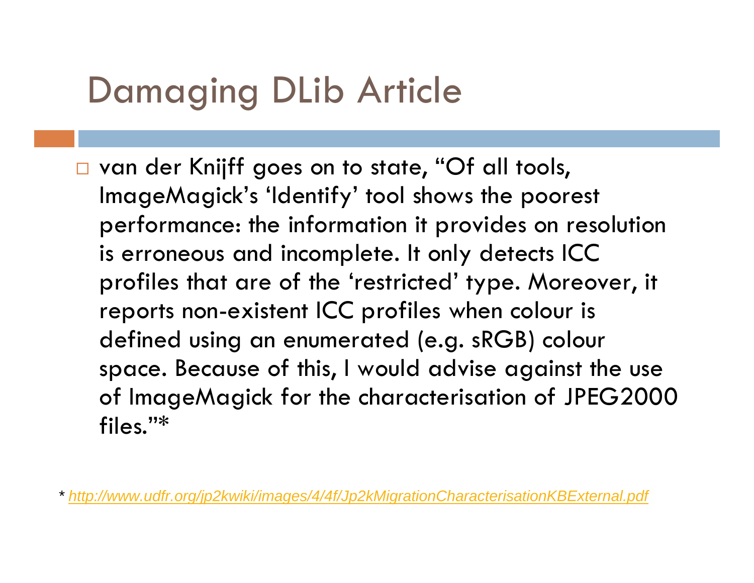# Damaging DLib Article

- van der Knijff goes on to state, "Of all tools, ImageMagick's 'Identify' tool shows the poorest performance: the information it provides on resolution is erroneous and incomplete. It only detects ICC profiles that are of the 'restricted' type. Moreover, it reports non-existent ICC profiles when colour is defined using an enumerated (e.g. sRGB) colour space. Because of this, I would advise against the use of ImageMagick for the characterisation of JPEG2000 files."*

*\* http://www.udfr.org/jp2kwiki/images/4/4f/Jp2kMigrationCharacterisationKBExternal.pdf*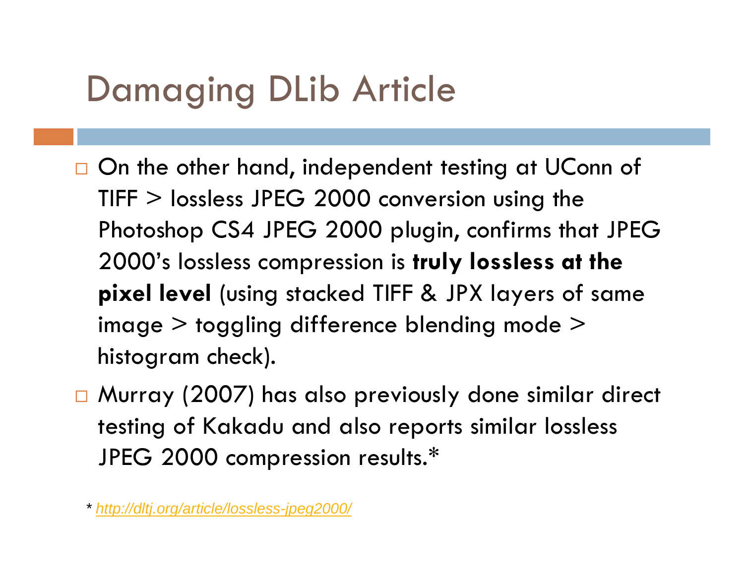# Damaging DLib Article

- On the other hand, independent testing at UConn of TIFF > lossless JPEG 2000 conversion using the Photoshop CS4 JPEG 2000 plugin, confirms that JPEG 2000's lossless compression is **truly lossless at the pixel level** (using stacked TIFF & JPX layers of same image > toggling difference blending mode > histogram check).
- Murray (2007) has also previously done similar direct testing of Kakadu and also reports similar lossless JPEG 2000 compression results.*

*\* http://dltj.org/article/lossless-jpeg2000/*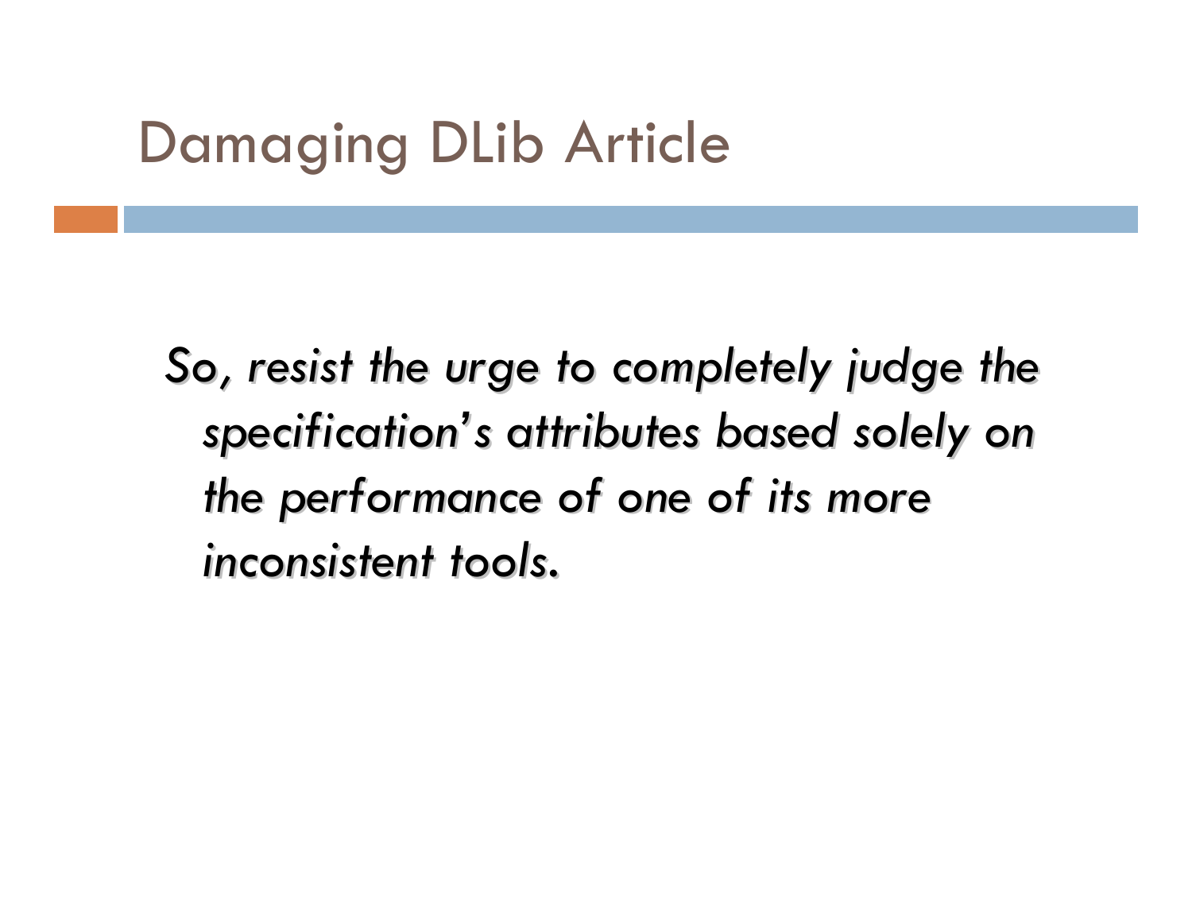# Damaging DLib Article

*So, resist the urge to completely judge the specification's attributes based solely on the performance of one of its more inconsistent tools.*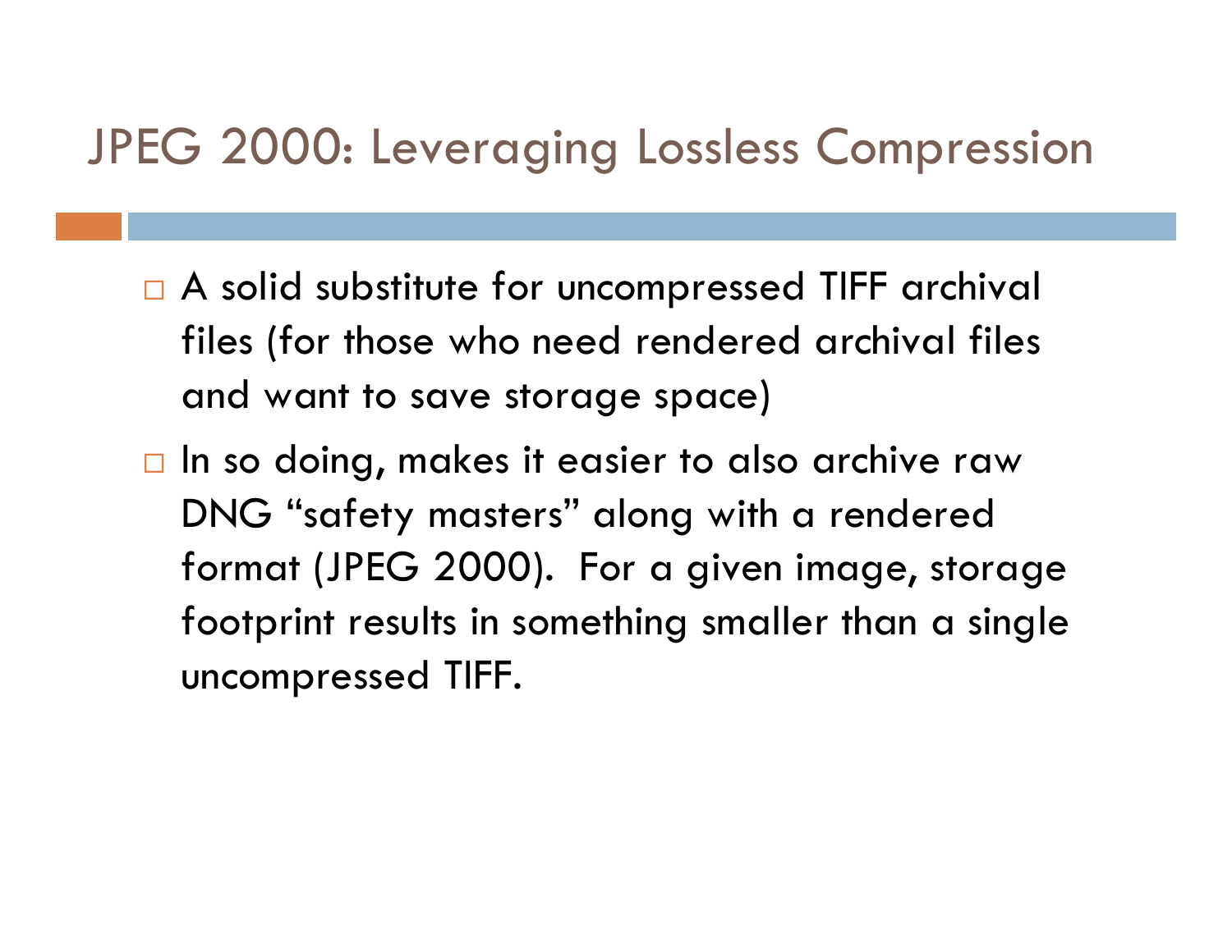# JPEG 2000: Leveraging Lossless Compression

- A solid substitute for uncompressed TIFF archival files (for those who need rendered archival files and want to save storage space)
- In so doing, makes it easier to also archive raw DNG "safety masters" along with a rendered format (JPEG 2000). For a given image, storage footprint results in something smaller than a single uncompressed TIFF.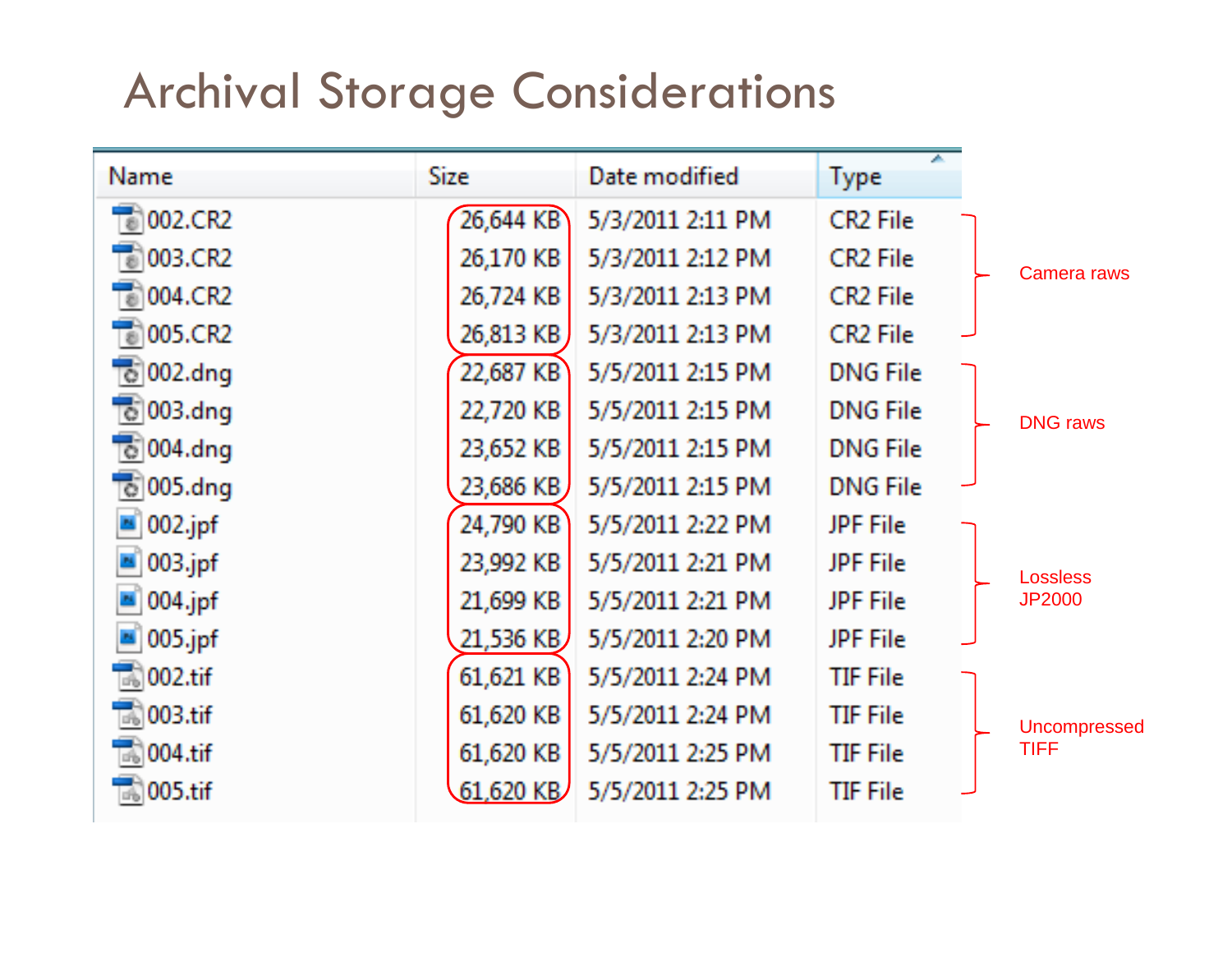# Archival Storage Considerations

| Name | Size | Date modified | Type | |
|---|---|---|---|---|
| 002.CR2 | 26,644 KB | 5/3/2011 2:11 PM | CR2 File | Camera raws |
| 003.CR2 | 26,170 KB | 5/3/2011 2:12 PM | CR2 File | |
| 004.CR2 | 26,724 KB | 5/3/2011 2:13 PM | CR2 File | |
| 005.CR2 | 26,813 KB | 5/3/2011 2:13 PM | CR2 File | |
| 002.dng | 22,687 KB | 5/5/2011 2:15 PM | DNG File | DNG raws |
| 003.dng | 22,720 KB | 5/5/2011 2:15 PM | DNG File | |
| 004.dng | 23,652 KB | 5/5/2011 2:15 PM | DNG File | |
| 005.dng | 23,686 KB | 5/5/2011 2:15 PM | DNG File | |
| 002.jpf | 24,790 KB | 5/5/2011 2:22 PM | JPF File | Lossless JP2000 |
| 003.jpf | 23,992 KB | 5/5/2011 2:21 PM | JPF File | |
| 004.jpf | 21,699 KB | 5/5/2011 2:21 PM | JPF File | |
| 005.jpf | 21,536 KB | 5/5/2011 2:20 PM | JPF File | |
| 002.tif | 61,621 KB | 5/5/2011 2:24 PM | TIF File | Uncompressed TIFF |
| 003.tif | 61,620 KB | 5/5/2011 2:24 PM | TIF File | |
| 004.tif | 61,620 KB | 5/5/2011 2:25 PM | TIF File | |
| 005.tif | 61,620 KB | 5/5/2011 2:25 PM | TIF File | |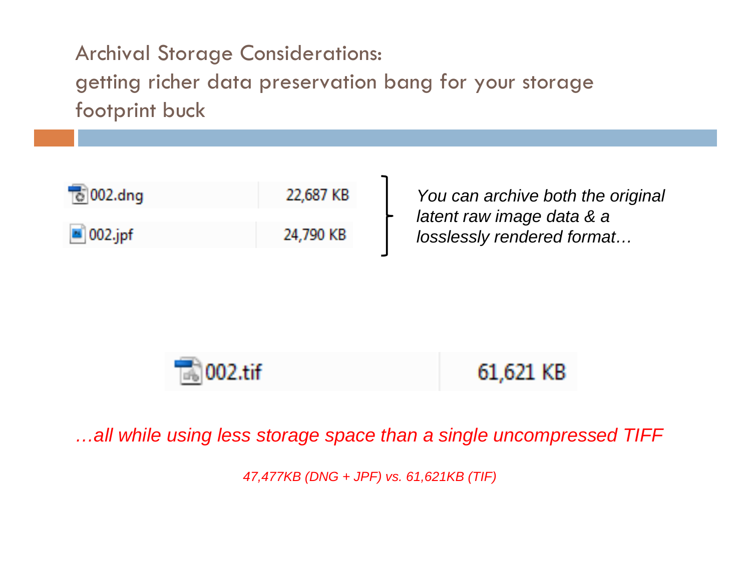# Archival Storage Considerations:
# getting richer data preservation bang for your storage footprint buck

| File | Size |
| --- | --- |
| 002.dng | 22,687 KB |
| 002.jpf | 24,790 KB |

*You can archive both the original latent raw image data & a losslessly rendered format…*

| File | Size |
| --- | --- |
| 002.tif | 61,621 KB |

*…all while using less storage space than a single uncompressed TIFF*

*47,477KB (DNG + JPF) vs. 61,621KB (TIF)*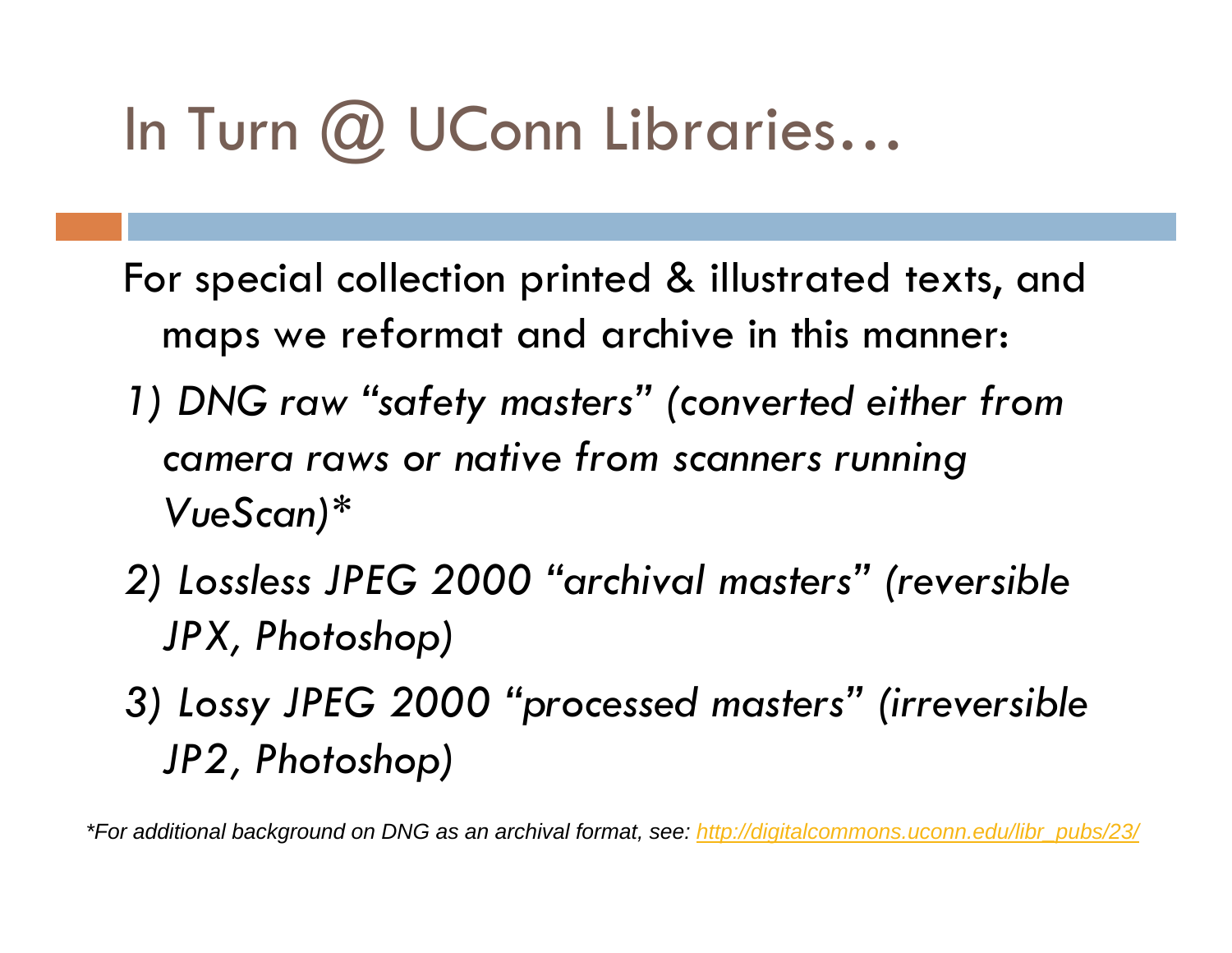# In Turn @ UConn Libraries…

For special collection printed & illustrated texts, and maps we reformat and archive in this manner:

*1) DNG raw "safety masters" (converted either from camera raws or native from scanners running VueScan)**

*2) Lossless JPEG 2000 "archival masters" (reversible JPX, Photoshop)*

*3) Lossy JPEG 2000 "processed masters" (irreversible JP2, Photoshop)*

**For additional background on DNG as an archival format, see: [http://digitalcommons.uconn.edu/libr_pubs/23/](http://digitalcommons.uconn.edu/libr_pubs/23/)*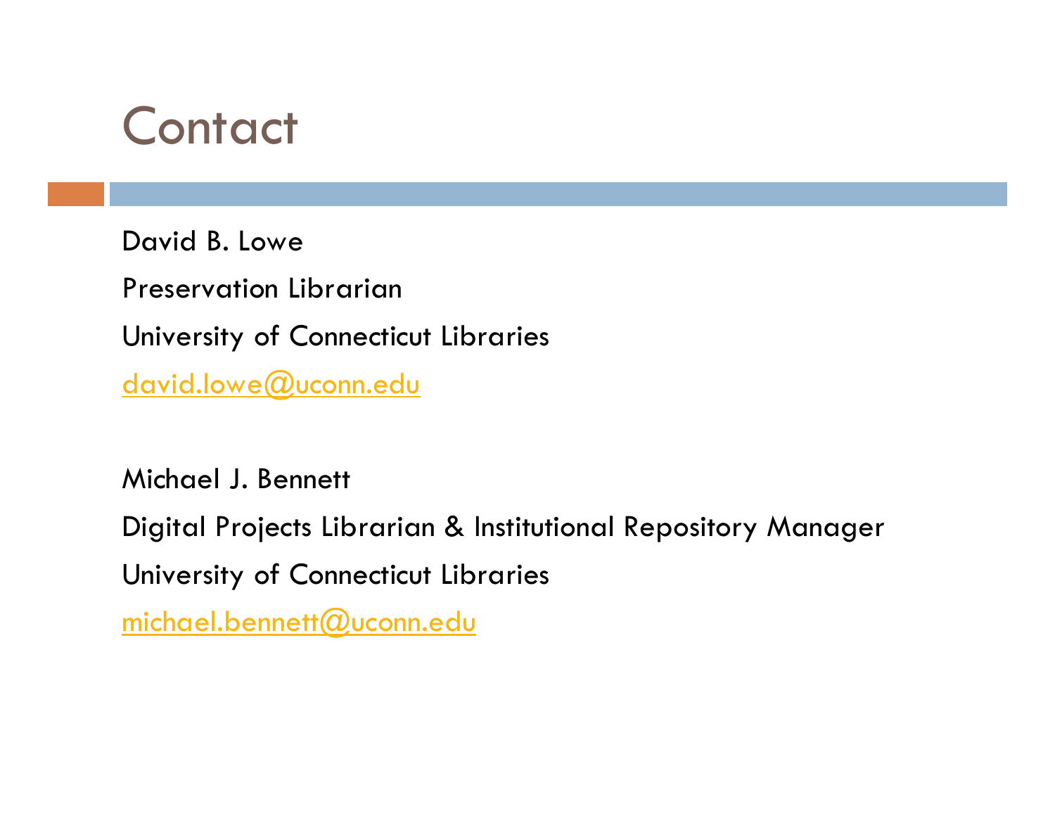# Contact

David B. Lowe

Preservation Librarian

University of Connecticut Libraries

david.lowe@uconn.edu

Michael J. Bennett

Digital Projects Librarian & Institutional Repository Manager

University of Connecticut Libraries

michael.bennett@uconn.edu